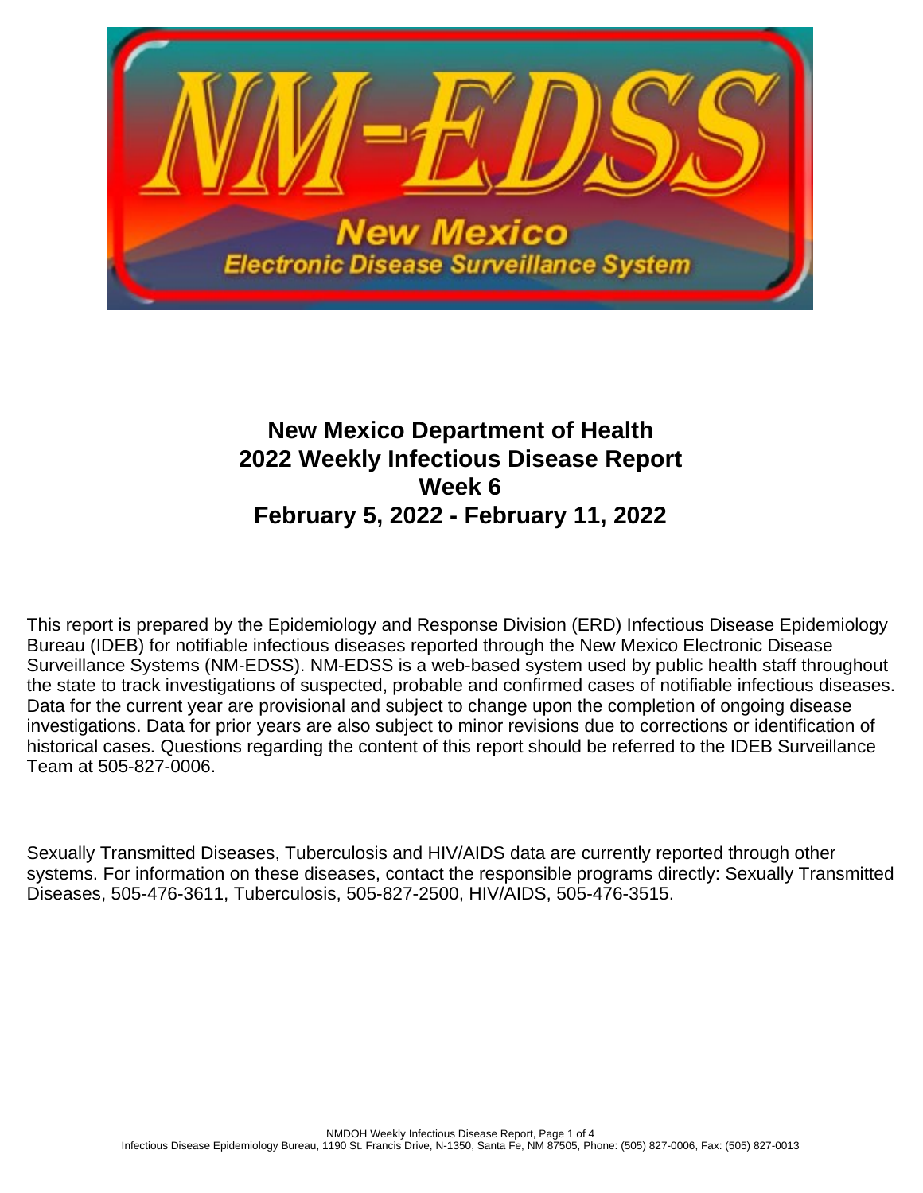# New Mexico Department of Health
# 2022 Weekly Infectious Disease Report
# Week 6
# February 5, 2022 - February 11, 2022

This report is prepared by the Epidemiology and Response Division (ERD) Infectious Disease Epidemiology Bureau (IDEB) for notifiable infectious diseases reported through the New Mexico Electronic Disease Surveillance Systems (NM-EDSS). NM-EDSS is a web-based system used by public health staff throughout the state to track investigations of suspected, probable and confirmed cases of notifiable infectious diseases. Data for the current year are provisional and subject to change upon the completion of ongoing disease investigations. Data for prior years are also subject to minor revisions due to corrections or identification of historical cases. Questions regarding the content of this report should be referred to the IDEB Surveillance Team at 505-827-0006.

Sexually Transmitted Diseases, Tuberculosis and HIV/AIDS data are currently reported through other systems. For information on these diseases, contact the responsible programs directly: Sexually Transmitted Diseases, 505-476-3611, Tuberculosis, 505-827-2500, HIV/AIDS, 505-476-3515.

Infectious Disease Epidemiology Bureau, 1190 St. Francis Drive, N-1350, Santa Fe, NM 87505, Phone: (505) 827-0006, Fax: (505) 827-0013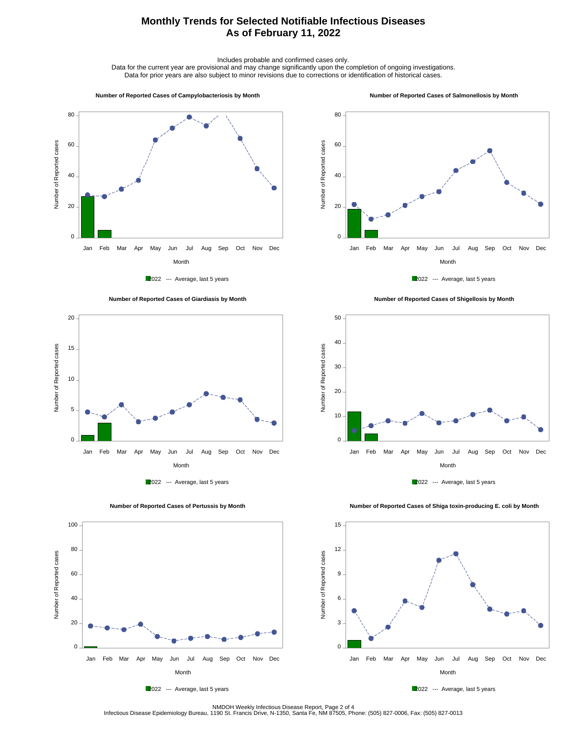# Monthly Trends for Selected Notifiable Infectious Diseases
# As of February 11, 2022

Includes probable and confirmed cases only.
Data for the current year are provisional and may change significantly upon the completion of ongoing investigations.
Data for prior years are also subject to minor revisions due to corrections or identification of historical cases.

**Number of Reported Cases of Campylobacteriosis by Month**

**Number of Reported Cases of Salmonellosis by Month**

**Number of Reported Cases of Giardiasis by Month**

**Number of Reported Cases of Shigellosis by Month**

**Number of Reported Cases of Pertussis by Month**

**Number of Reported Cases of Shiga toxin-producing E. coli by Month**

NMDOH Weekly Infectious Disease Report, Page 2 of 4
Infectious Disease Epidemiology Bureau, 1190 St. Francis Drive, N-1350, Santa Fe, NM 87505, Phone: (505) 827-0006, Fax: (505) 827-0013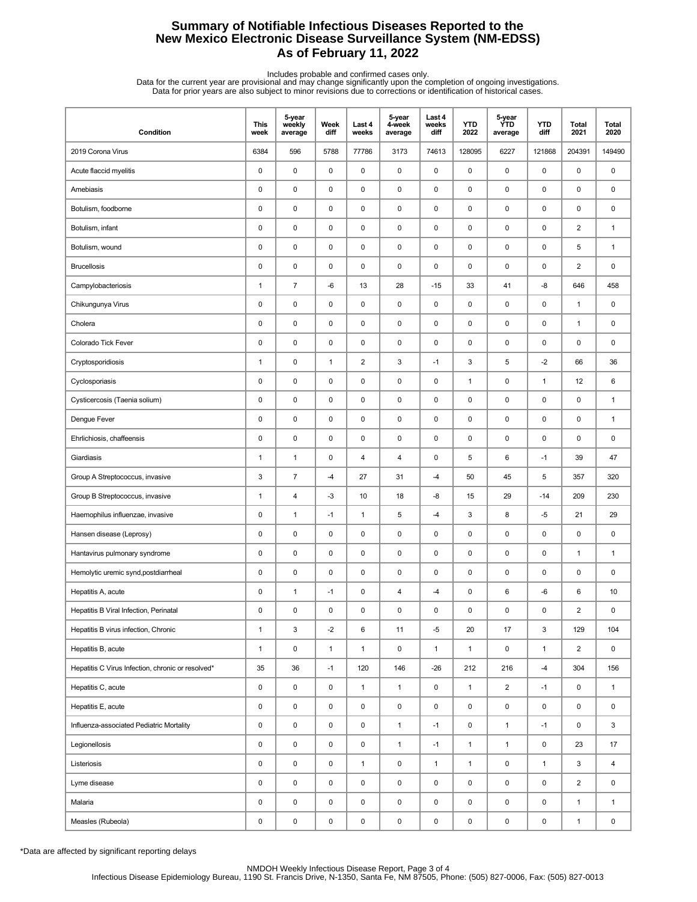# Summary of Notifiable Infectious Diseases Reported to the New Mexico Electronic Disease Surveillance System (NM-EDSS)
# As of February 11, 2022

Includes probable and confirmed cases only.
Data for the current year are provisional and may change significantly upon the completion of ongoing investigations.
Data for prior years are also subject to minor revisions due to corrections or identification of historical cases.

| Condition | This week | 5-year weekly average | Week diff | Last 4 weeks | 5-year 4-week average | Last 4 weeks diff | YTD 2022 | 5-year YTD average | YTD diff | Total 2021 | Total 2020 |
|---|---|---|---|---|---|---|---|---|---|---|---|
| 2019 Corona Virus | 6384 | 596 | 5788 | 77786 | 3173 | 74613 | 128095 | 6227 | 121868 | 204391 | 149490 |
| Acute flaccid myelitis | 0 | 0 | 0 | 0 | 0 | 0 | 0 | 0 | 0 | 0 | 0 |
| Amebiasis | 0 | 0 | 0 | 0 | 0 | 0 | 0 | 0 | 0 | 0 | 0 |
| Botulism, foodborne | 0 | 0 | 0 | 0 | 0 | 0 | 0 | 0 | 0 | 0 | 0 |
| Botulism, infant | 0 | 0 | 0 | 0 | 0 | 0 | 0 | 0 | 0 | 2 | 1 |
| Botulism, wound | 0 | 0 | 0 | 0 | 0 | 0 | 0 | 0 | 0 | 5 | 1 |
| Brucellosis | 0 | 0 | 0 | 0 | 0 | 0 | 0 | 0 | 0 | 2 | 0 |
| Campylobacteriosis | 1 | 7 | -6 | 13 | 28 | -15 | 33 | 41 | -8 | 646 | 458 |
| Chikungunya Virus | 0 | 0 | 0 | 0 | 0 | 0 | 0 | 0 | 0 | 1 | 0 |
| Cholera | 0 | 0 | 0 | 0 | 0 | 0 | 0 | 0 | 0 | 1 | 0 |
| Colorado Tick Fever | 0 | 0 | 0 | 0 | 0 | 0 | 0 | 0 | 0 | 0 | 0 |
| Cryptosporidiosis | 1 | 0 | 1 | 2 | 3 | -1 | 3 | 5 | -2 | 66 | 36 |
| Cyclosporiasis | 0 | 0 | 0 | 0 | 0 | 0 | 1 | 0 | 1 | 12 | 6 |
| Cysticercosis (Taenia solium) | 0 | 0 | 0 | 0 | 0 | 0 | 0 | 0 | 0 | 0 | 1 |
| Dengue Fever | 0 | 0 | 0 | 0 | 0 | 0 | 0 | 0 | 0 | 0 | 1 |
| Ehrlichiosis, chaffeensis | 0 | 0 | 0 | 0 | 0 | 0 | 0 | 0 | 0 | 0 | 0 |
| Giardiasis | 1 | 1 | 0 | 4 | 4 | 0 | 5 | 6 | -1 | 39 | 47 |
| Group A Streptococcus, invasive | 3 | 7 | -4 | 27 | 31 | -4 | 50 | 45 | 5 | 357 | 320 |
| Group B Streptococcus, invasive | 1 | 4 | -3 | 10 | 18 | -8 | 15 | 29 | -14 | 209 | 230 |
| Haemophilus influenzae, invasive | 0 | 1 | -1 | 1 | 5 | -4 | 3 | 8 | -5 | 21 | 29 |
| Hansen disease (Leprosy) | 0 | 0 | 0 | 0 | 0 | 0 | 0 | 0 | 0 | 0 | 0 |
| Hantavirus pulmonary syndrome | 0 | 0 | 0 | 0 | 0 | 0 | 0 | 0 | 0 | 1 | 1 |
| Hemolytic uremic synd,postdiarrheal | 0 | 0 | 0 | 0 | 0 | 0 | 0 | 0 | 0 | 0 | 0 |
| Hepatitis A, acute | 0 | 1 | -1 | 0 | 4 | -4 | 0 | 6 | -6 | 6 | 10 |
| Hepatitis B Viral Infection, Perinatal | 0 | 0 | 0 | 0 | 0 | 0 | 0 | 0 | 0 | 2 | 0 |
| Hepatitis B virus infection, Chronic | 1 | 3 | -2 | 6 | 11 | -5 | 20 | 17 | 3 | 129 | 104 |
| Hepatitis B, acute | 1 | 0 | 1 | 1 | 0 | 1 | 1 | 0 | 1 | 2 | 0 |
| Hepatitis C Virus Infection, chronic or resolved* | 35 | 36 | -1 | 120 | 146 | -26 | 212 | 216 | -4 | 304 | 156 |
| Hepatitis C, acute | 0 | 0 | 0 | 1 | 1 | 0 | 1 | 2 | -1 | 0 | 1 |
| Hepatitis E, acute | 0 | 0 | 0 | 0 | 0 | 0 | 0 | 0 | 0 | 0 | 0 |
| Influenza-associated Pediatric Mortality | 0 | 0 | 0 | 0 | 1 | -1 | 0 | 1 | -1 | 0 | 3 |
| Legionellosis | 0 | 0 | 0 | 0 | 1 | -1 | 1 | 1 | 0 | 23 | 17 |
| Listeriosis | 0 | 0 | 0 | 1 | 0 | 1 | 1 | 0 | 1 | 3 | 4 |
| Lyme disease | 0 | 0 | 0 | 0 | 0 | 0 | 0 | 0 | 0 | 2 | 0 |
| Malaria | 0 | 0 | 0 | 0 | 0 | 0 | 0 | 0 | 0 | 1 | 1 |
| Measles (Rubeola) | 0 | 0 | 0 | 0 | 0 | 0 | 0 | 0 | 0 | 1 | 0 |

*Data are affected by significant reporting delays

NMDOH Weekly Infectious Disease Report
Infectious Disease Epidemiology Bureau, 1190 St. Francis Drive, N-1350, Santa Fe, NM 87505, Phone: (505) 827-0006, Fax: (505) 827-0013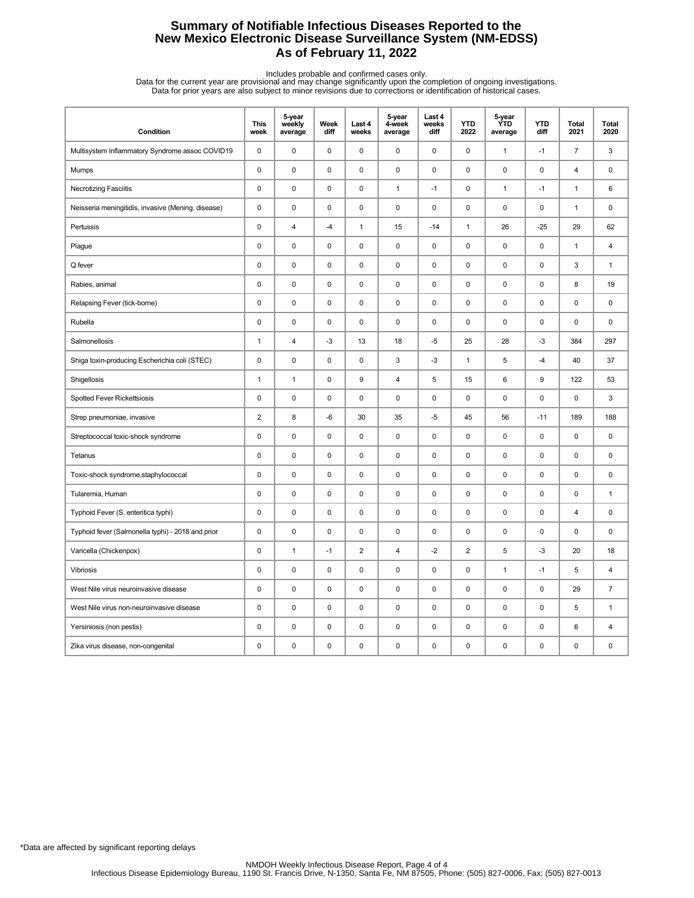# Summary of Notifiable Infectious Diseases Reported to the New Mexico Electronic Disease Surveillance System (NM-EDSS) As of February 11, 2022

Includes probable and confirmed cases only.
Data for the current year are provisional and may change significantly upon the completion of ongoing investigations.
Data for prior years are also subject to minor revisions due to corrections or identification of historical cases.

| Condition | This week | 5-year weekly average | Week diff | Last 4 weeks | 5-year 4-week average | Last 4 weeks diff | YTD 2022 | 5-year YTD average | YTD diff | Total 2021 | Total 2020 |
|---|---|---|---|---|---|---|---|---|---|---|---|
| Multisystem Inflammatory Syndrome assoc COVID19 | 0 | 0 | 0 | 0 | 0 | 0 | 0 | 1 | -1 | 7 | 3 |
| Mumps | 0 | 0 | 0 | 0 | 0 | 0 | 0 | 0 | 0 | 4 | 0 |
| Necrotizing Fasciitis | 0 | 0 | 0 | 0 | 1 | -1 | 0 | 1 | -1 | 1 | 6 |
| Neisseria meningitidis, invasive (Mening. disease) | 0 | 0 | 0 | 0 | 0 | 0 | 0 | 0 | 0 | 1 | 0 |
| Pertussis | 0 | 4 | -4 | 1 | 15 | -14 | 1 | 26 | -25 | 29 | 62 |
| Plague | 0 | 0 | 0 | 0 | 0 | 0 | 0 | 0 | 0 | 1 | 4 |
| Q fever | 0 | 0 | 0 | 0 | 0 | 0 | 0 | 0 | 0 | 3 | 1 |
| Rabies, animal | 0 | 0 | 0 | 0 | 0 | 0 | 0 | 0 | 0 | 8 | 19 |
| Relapsing Fever (tick-borne) | 0 | 0 | 0 | 0 | 0 | 0 | 0 | 0 | 0 | 0 | 0 |
| Rubella | 0 | 0 | 0 | 0 | 0 | 0 | 0 | 0 | 0 | 0 | 0 |
| Salmonellosis | 1 | 4 | -3 | 13 | 18 | -5 | 25 | 28 | -3 | 384 | 297 |
| Shiga toxin-producing Escherichia coli (STEC) | 0 | 0 | 0 | 0 | 3 | -3 | 1 | 5 | -4 | 40 | 37 |
| Shigellosis | 1 | 1 | 0 | 9 | 4 | 5 | 15 | 6 | 9 | 122 | 53 |
| Spotted Fever Rickettsiosis | 0 | 0 | 0 | 0 | 0 | 0 | 0 | 0 | 0 | 0 | 3 |
| Strep pneumoniae, invasive | 2 | 8 | -6 | 30 | 35 | -5 | 45 | 56 | -11 | 189 | 188 |
| Streptococcal toxic-shock syndrome | 0 | 0 | 0 | 0 | 0 | 0 | 0 | 0 | 0 | 0 | 0 |
| Tetanus | 0 | 0 | 0 | 0 | 0 | 0 | 0 | 0 | 0 | 0 | 0 |
| Toxic-shock syndrome,staphylococcal | 0 | 0 | 0 | 0 | 0 | 0 | 0 | 0 | 0 | 0 | 0 |
| Tularemia, Human | 0 | 0 | 0 | 0 | 0 | 0 | 0 | 0 | 0 | 0 | 1 |
| Typhoid Fever (S. enteritica typhi) | 0 | 0 | 0 | 0 | 0 | 0 | 0 | 0 | 0 | 4 | 0 |
| Typhoid fever (Salmonella typhi) - 2018 and prior | 0 | 0 | 0 | 0 | 0 | 0 | 0 | 0 | 0 | 0 | 0 |
| Varicella (Chickenpox) | 0 | 1 | -1 | 2 | 4 | -2 | 2 | 5 | -3 | 20 | 18 |
| Vibriosis | 0 | 0 | 0 | 0 | 0 | 0 | 0 | 1 | -1 | 5 | 4 |
| West Nile virus neuroinvasive disease | 0 | 0 | 0 | 0 | 0 | 0 | 0 | 0 | 0 | 29 | 7 |
| West Nile virus non-neuroinvasive disease | 0 | 0 | 0 | 0 | 0 | 0 | 0 | 0 | 0 | 5 | 1 |
| Yersiniosis (non pestis) | 0 | 0 | 0 | 0 | 0 | 0 | 0 | 0 | 0 | 6 | 4 |
| Zika virus disease, non-congenital | 0 | 0 | 0 | 0 | 0 | 0 | 0 | 0 | 0 | 0 | 0 |

*Data are affected by significant reporting delays

NMDOH Weekly Infectious Disease Report, Page 4 of 4
Infectious Disease Epidemiology Bureau, 1190 St. Francis Drive, N-1350, Santa Fe, NM 87505, Phone: (505) 827-0006, Fax: (505) 827-0013